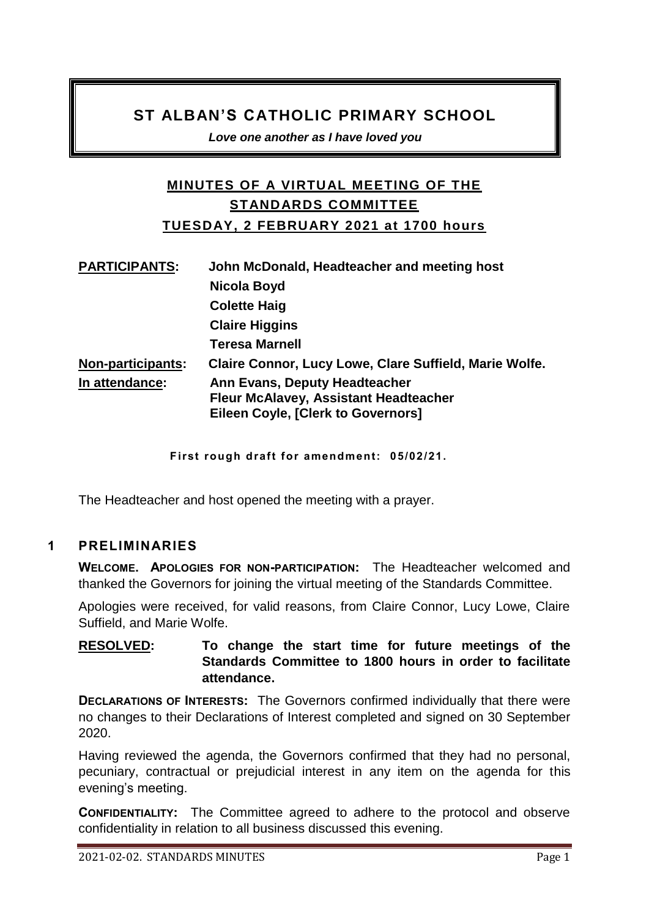# ST ALBAN'S CATHOLIC PRIMARY SCHOOL

***Love one another as I have loved you***

## MINUTES OF A VIRTUAL MEETING OF THE STANDARDS COMMITTEE

### TUESDAY, 2 FEBRUARY 2021 at 1700 hours

**PARTICIPANTS:** John McDonald, Headteacher and meeting host
**Nicola Boyd**
**Colette Haig**
**Claire Higgins**
**Teresa Marnell**

**Non-participants:** Claire Connor, Lucy Lowe, Clare Suffield, Marie Wolfe.

**In attendance:** Ann Evans, Deputy Headteacher
**Fleur McAlavey, Assistant Headteacher**
**Eileen Coyle, [Clerk to Governors]**

**First rough draft for amendment: 05/02/21.**

The Headteacher and host opened the meeting with a prayer.

## 1 PRELIMINARIES

**WELCOME. APOLOGIES FOR NON-PARTICIPATION:** The Headteacher welcomed and thanked the Governors for joining the virtual meeting of the Standards Committee.

Apologies were received, for valid reasons, from Claire Connor, Lucy Lowe, Claire Suffield, and Marie Wolfe.

**RESOLVED: To change the start time for future meetings of the Standards Committee to 1800 hours in order to facilitate attendance.**

**DECLARATIONS OF INTERESTS:** The Governors confirmed individually that there were no changes to their Declarations of Interest completed and signed on 30 September 2020.

Having reviewed the agenda, the Governors confirmed that they had no personal, pecuniary, contractual or prejudicial interest in any item on the agenda for this evening's meeting.

**CONFIDENTIALITY:** The Committee agreed to adhere to the protocol and observe confidentiality in relation to all business discussed this evening.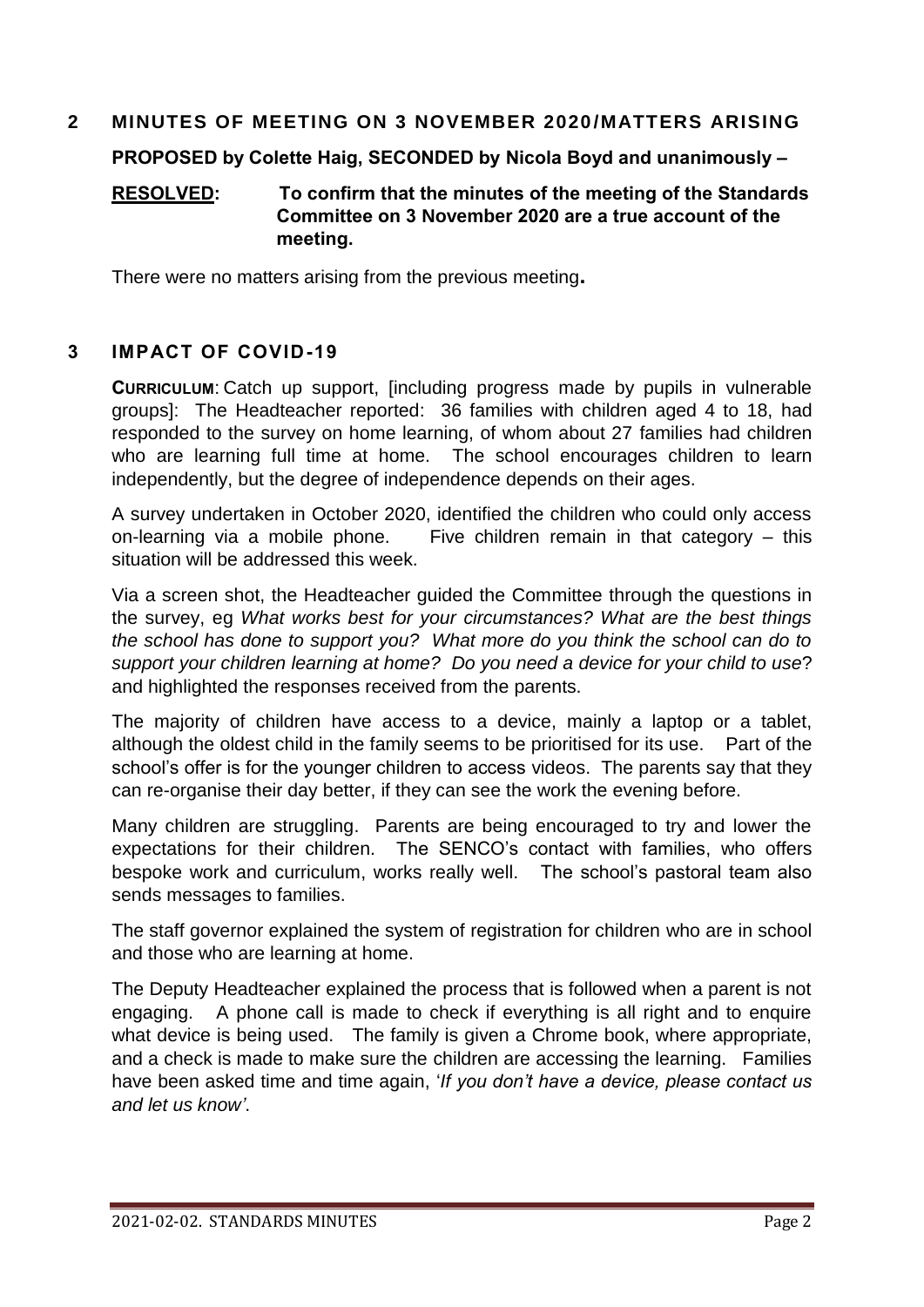## 2 MINUTES OF MEETING ON 3 NOVEMBER 2020/MATTERS ARISING

**PROPOSED by Colette Haig, SECONDED by Nicola Boyd and unanimously –**

**<u>RESOLVED</u>: To confirm that the minutes of the meeting of the Standards Committee on 3 November 2020 are a true account of the meeting.**

There were no matters arising from the previous meeting**.**

## 3 IMPACT OF COVID-19

**CURRICULUM**: Catch up support, [including progress made by pupils in vulnerable groups]: The Headteacher reported: 36 families with children aged 4 to 18, had responded to the survey on home learning, of whom about 27 families had children who are learning full time at home. The school encourages children to learn independently, but the degree of independence depends on their ages.

A survey undertaken in October 2020, identified the children who could only access on-learning via a mobile phone. Five children remain in that category – this situation will be addressed this week.

Via a screen shot, the Headteacher guided the Committee through the questions in the survey, eg *What works best for your circumstances? What are the best things the school has done to support you? What more do you think the school can do to support your children learning at home? Do you need a device for your child to use*? and highlighted the responses received from the parents.

The majority of children have access to a device, mainly a laptop or a tablet, although the oldest child in the family seems to be prioritised for its use. Part of the school's offer is for the younger children to access videos. The parents say that they can re-organise their day better, if they can see the work the evening before.

Many children are struggling. Parents are being encouraged to try and lower the expectations for their children. The SENCO's contact with families, who offers bespoke work and curriculum, works really well. The school's pastoral team also sends messages to families.

The staff governor explained the system of registration for children who are in school and those who are learning at home.

The Deputy Headteacher explained the process that is followed when a parent is not engaging. A phone call is made to check if everything is all right and to enquire what device is being used. The family is given a Chrome book, where appropriate, and a check is made to make sure the children are accessing the learning. Families have been asked time and time again, '*If you don't have a device, please contact us and let us know'*.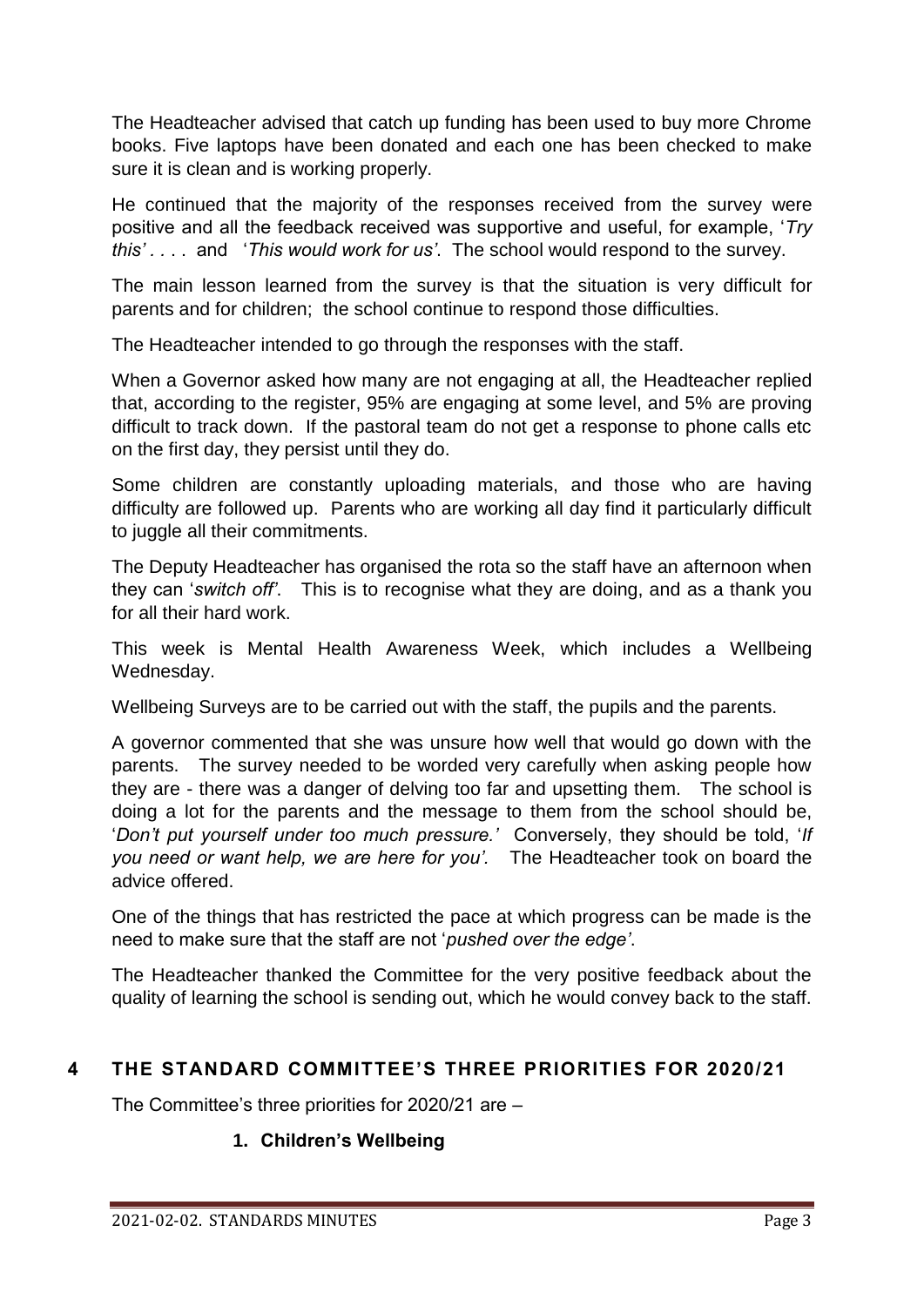The Headteacher advised that catch up funding has been used to buy more Chrome books. Five laptops have been donated and each one has been checked to make sure it is clean and is working properly.

He continued that the majority of the responses received from the survey were positive and all the feedback received was supportive and useful, for example, '*Try this' . . . .* and '*This would work for us'*. The school would respond to the survey.

The main lesson learned from the survey is that the situation is very difficult for parents and for children; the school continue to respond those difficulties.

The Headteacher intended to go through the responses with the staff.

When a Governor asked how many are not engaging at all, the Headteacher replied that, according to the register, 95% are engaging at some level, and 5% are proving difficult to track down. If the pastoral team do not get a response to phone calls etc on the first day, they persist until they do.

Some children are constantly uploading materials, and those who are having difficulty are followed up. Parents who are working all day find it particularly difficult to juggle all their commitments.

The Deputy Headteacher has organised the rota so the staff have an afternoon when they can '*switch off'*. This is to recognise what they are doing, and as a thank you for all their hard work.

This week is Mental Health Awareness Week, which includes a Wellbeing Wednesday.

Wellbeing Surveys are to be carried out with the staff, the pupils and the parents.

A governor commented that she was unsure how well that would go down with the parents. The survey needed to be worded very carefully when asking people how they are - there was a danger of delving too far and upsetting them. The school is doing a lot for the parents and the message to them from the school should be, '*Don't put yourself under too much pressure.'* Conversely, they should be told, '*If you need or want help, we are here for you'.* The Headteacher took on board the advice offered.

One of the things that has restricted the pace at which progress can be made is the need to make sure that the staff are not '*pushed over the edge'*.

The Headteacher thanked the Committee for the very positive feedback about the quality of learning the school is sending out, which he would convey back to the staff.

## 4 THE STANDARD COMMITTEE'S THREE PRIORITIES FOR 2020/21

The Committee's three priorities for 2020/21 are –

1. **Children's Wellbeing**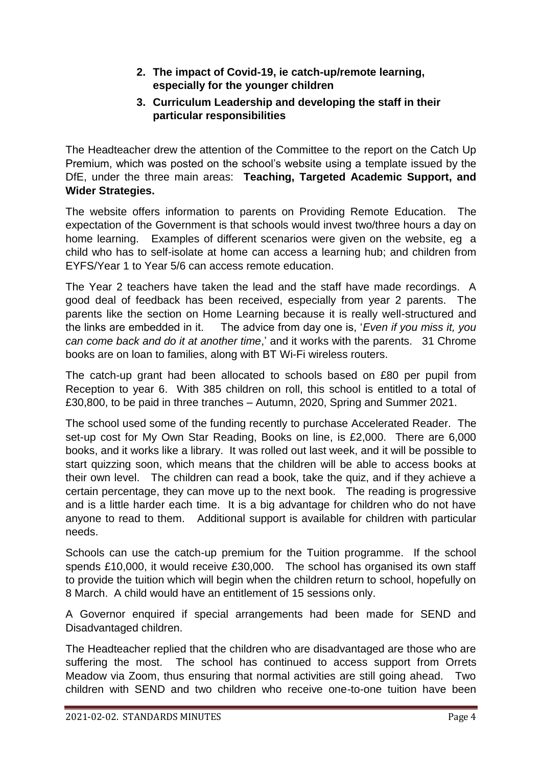2. **The impact of Covid-19, ie catch-up/remote learning, especially for the younger children**
3. **Curriculum Leadership and developing the staff in their particular responsibilities**

The Headteacher drew the attention of the Committee to the report on the Catch Up Premium, which was posted on the school's website using a template issued by the DfE, under the three main areas: **Teaching, Targeted Academic Support, and Wider Strategies.**

The website offers information to parents on Providing Remote Education. The expectation of the Government is that schools would invest two/three hours a day on home learning. Examples of different scenarios were given on the website, eg a child who has to self-isolate at home can access a learning hub; and children from EYFS/Year 1 to Year 5/6 can access remote education.

The Year 2 teachers have taken the lead and the staff have made recordings. A good deal of feedback has been received, especially from year 2 parents. The parents like the section on Home Learning because it is really well-structured and the links are embedded in it. The advice from day one is, '*Even if you miss it, you can come back and do it at another time*,' and it works with the parents. 31 Chrome books are on loan to families, along with BT Wi-Fi wireless routers.

The catch-up grant had been allocated to schools based on £80 per pupil from Reception to year 6. With 385 children on roll, this school is entitled to a total of £30,800, to be paid in three tranches – Autumn, 2020, Spring and Summer 2021.

The school used some of the funding recently to purchase Accelerated Reader. The set-up cost for My Own Star Reading, Books on line, is £2,000. There are 6,000 books, and it works like a library. It was rolled out last week, and it will be possible to start quizzing soon, which means that the children will be able to access books at their own level. The children can read a book, take the quiz, and if they achieve a certain percentage, they can move up to the next book. The reading is progressive and is a little harder each time. It is a big advantage for children who do not have anyone to read to them. Additional support is available for children with particular needs.

Schools can use the catch-up premium for the Tuition programme. If the school spends £10,000, it would receive £30,000. The school has organised its own staff to provide the tuition which will begin when the children return to school, hopefully on 8 March. A child would have an entitlement of 15 sessions only.

A Governor enquired if special arrangements had been made for SEND and Disadvantaged children.

The Headteacher replied that the children who are disadvantaged are those who are suffering the most. The school has continued to access support from Orrets Meadow via Zoom, thus ensuring that normal activities are still going ahead. Two children with SEND and two children who receive one-to-one tuition have been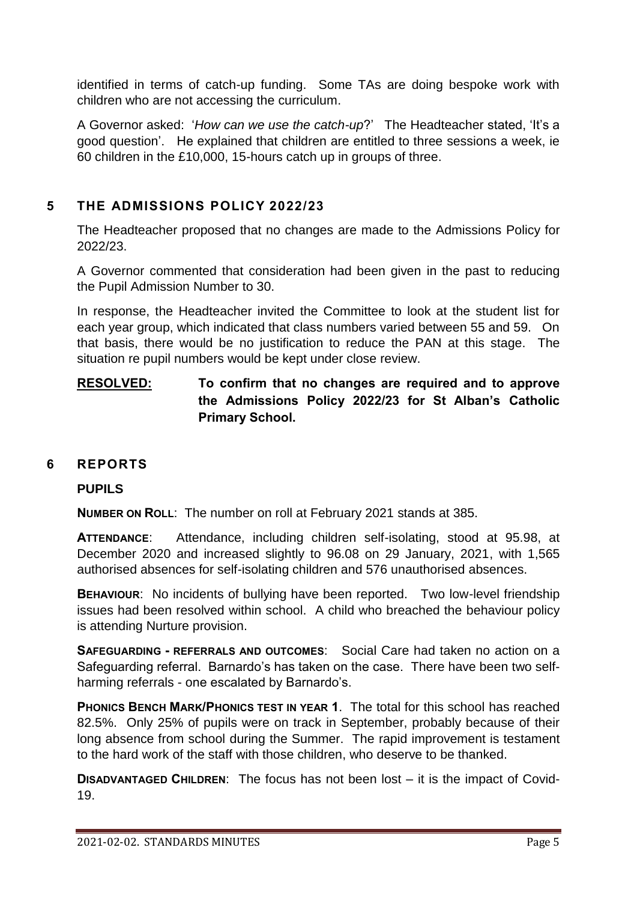identified in terms of catch-up funding. Some TAs are doing bespoke work with children who are not accessing the curriculum.

A Governor asked: '*How can we use the catch-up*?' The Headteacher stated, 'It's a good question'. He explained that children are entitled to three sessions a week, ie 60 children in the £10,000, 15-hours catch up in groups of three.

## 5 THE ADMISSIONS POLICY 2022/23

The Headteacher proposed that no changes are made to the Admissions Policy for 2022/23.

A Governor commented that consideration had been given in the past to reducing the Pupil Admission Number to 30.

In response, the Headteacher invited the Committee to look at the student list for each year group, which indicated that class numbers varied between 55 and 59. On that basis, there would be no justification to reduce the PAN at this stage. The situation re pupil numbers would be kept under close review.

**RESOLVED:** **To confirm that no changes are required and to approve the Admissions Policy 2022/23 for St Alban's Catholic Primary School.**

## 6 REPORTS

**PUPILS**

**NUMBER ON ROLL**: The number on roll at February 2021 stands at 385.

**ATTENDANCE**: Attendance, including children self-isolating, stood at 95.98, at December 2020 and increased slightly to 96.08 on 29 January, 2021, with 1,565 authorised absences for self-isolating children and 576 unauthorised absences.

**BEHAVIOUR**: No incidents of bullying have been reported. Two low-level friendship issues had been resolved within school. A child who breached the behaviour policy is attending Nurture provision.

**SAFEGUARDING - REFERRALS AND OUTCOMES**: Social Care had taken no action on a Safeguarding referral. Barnardo's has taken on the case. There have been two self-harming referrals - one escalated by Barnardo's.

**PHONICS BENCH MARK/PHONICS TEST IN YEAR 1**. The total for this school has reached 82.5%. Only 25% of pupils were on track in September, probably because of their long absence from school during the Summer. The rapid improvement is testament to the hard work of the staff with those children, who deserve to be thanked.

**DISADVANTAGED CHILDREN**: The focus has not been lost – it is the impact of Covid-19.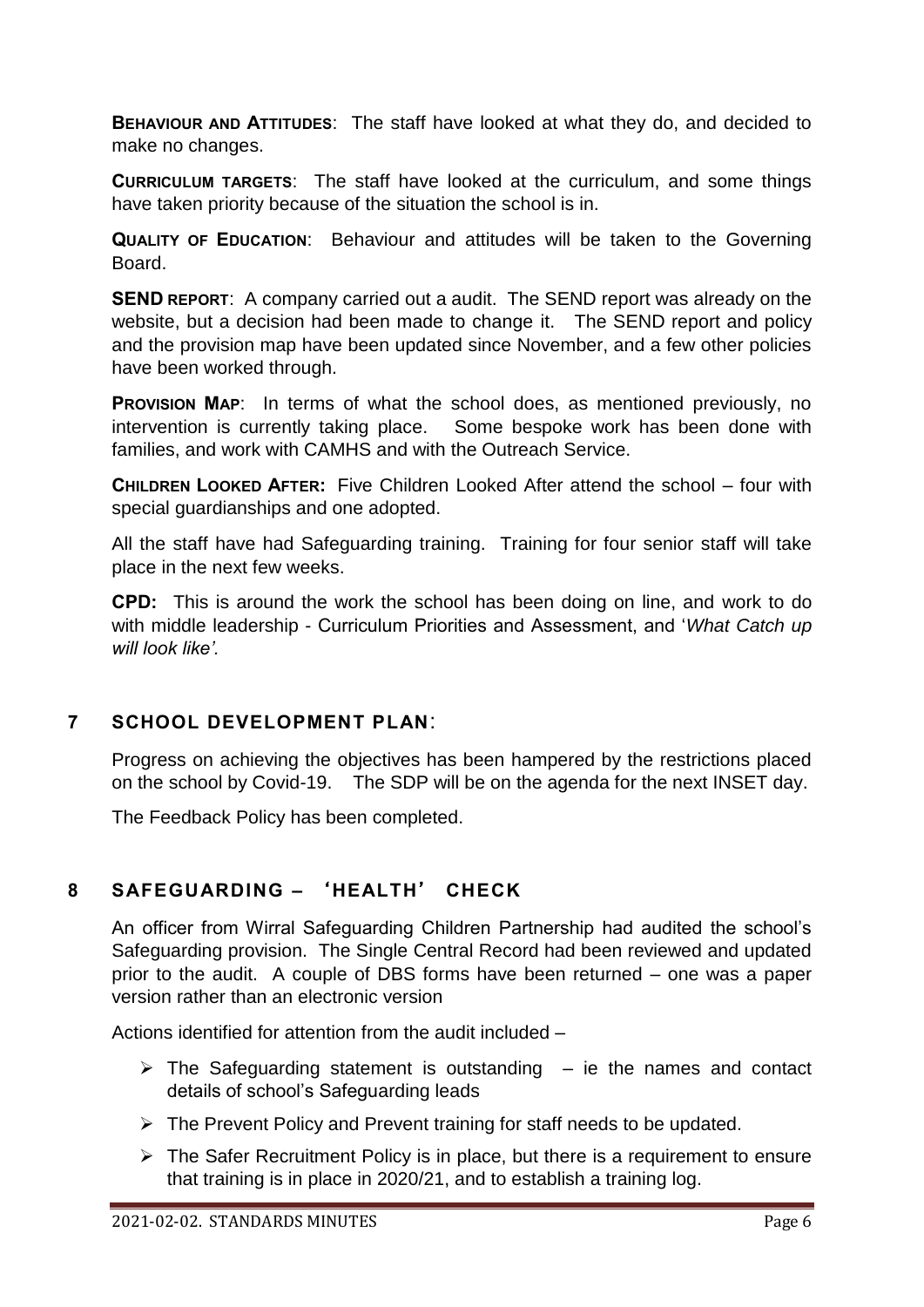**Behaviour and Attitudes**: The staff have looked at what they do, and decided to make no changes.

**Curriculum targets**: The staff have looked at the curriculum, and some things have taken priority because of the situation the school is in.

**Quality of Education**: Behaviour and attitudes will be taken to the Governing Board.

**SEND report**: A company carried out a audit. The SEND report was already on the website, but a decision had been made to change it. The SEND report and policy and the provision map have been updated since November, and a few other policies have been worked through.

**Provision Map**: In terms of what the school does, as mentioned previously, no intervention is currently taking place. Some bespoke work has been done with families, and work with CAMHS and with the Outreach Service.

**Children Looked After:** Five Children Looked After attend the school – four with special guardianships and one adopted.

All the staff have had Safeguarding training. Training for four senior staff will take place in the next few weeks.

**CPD:** This is around the work the school has been doing on line, and work to do with middle leadership - Curriculum Priorities and Assessment, and '*What Catch up will look like'.*

## 7 SCHOOL DEVELOPMENT PLAN:

Progress on achieving the objectives has been hampered by the restrictions placed on the school by Covid-19. The SDP will be on the agenda for the next INSET day.

The Feedback Policy has been completed.

## 8 SAFEGUARDING – 'HEALTH' CHECK

An officer from Wirral Safeguarding Children Partnership had audited the school's Safeguarding provision. The Single Central Record had been reviewed and updated prior to the audit. A couple of DBS forms have been returned – one was a paper version rather than an electronic version

Actions identified for attention from the audit included –

- The Safeguarding statement is outstanding – ie the names and contact details of school's Safeguarding leads
- The Prevent Policy and Prevent training for staff needs to be updated.
- The Safer Recruitment Policy is in place, but there is a requirement to ensure that training is in place in 2020/21, and to establish a training log.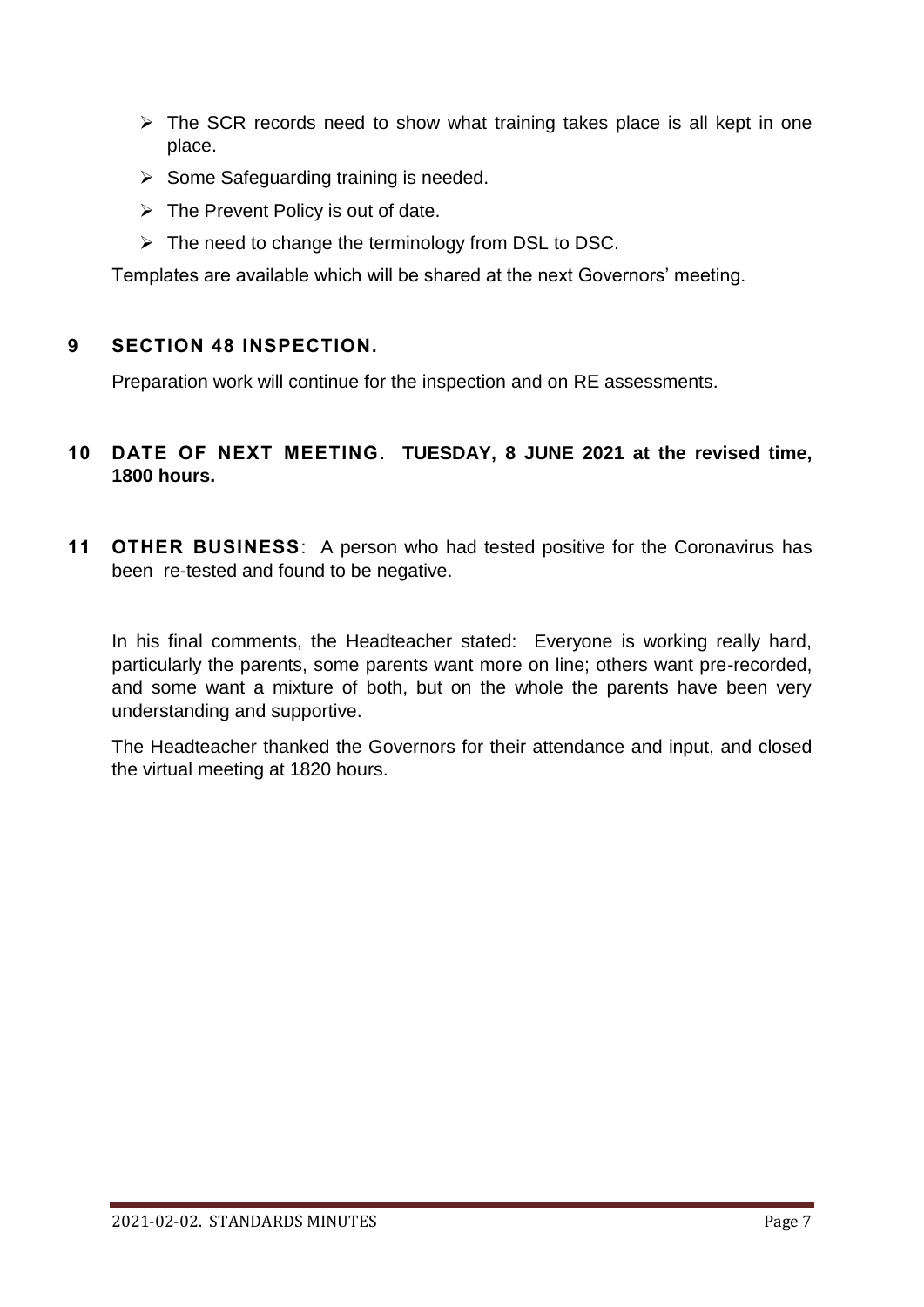- The SCR records need to show what training takes place is all kept in one place.
- Some Safeguarding training is needed.
- The Prevent Policy is out of date.
- The need to change the terminology from DSL to DSC.

Templates are available which will be shared at the next Governors' meeting.

## 9 SECTION 48 INSPECTION.

Preparation work will continue for the inspection and on RE assessments.

## 10 DATE OF NEXT MEETING. TUESDAY, 8 JUNE 2021 at the revised time, 1800 hours.

**11 OTHER BUSINESS**: A person who had tested positive for the Coronavirus has been re-tested and found to be negative.

In his final comments, the Headteacher stated: Everyone is working really hard, particularly the parents, some parents want more on line; others want pre-recorded, and some want a mixture of both, but on the whole the parents have been very understanding and supportive.

The Headteacher thanked the Governors for their attendance and input, and closed the virtual meeting at 1820 hours.